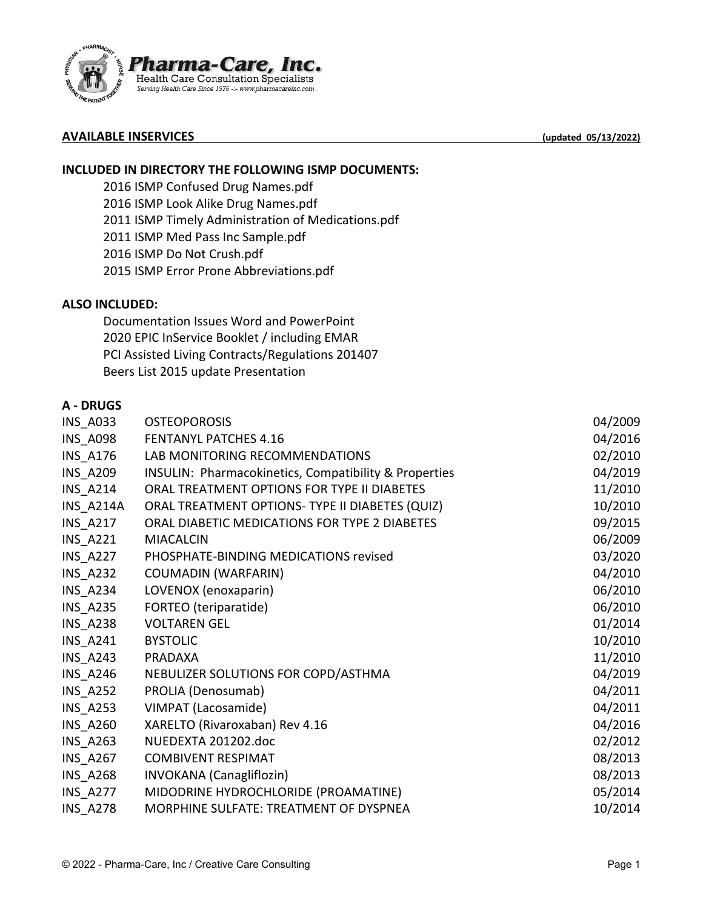**Pharma-Care, Inc.**
Health Care Consultation Specialists
*Serving Health Care Since 1976 -:- www.pharmacareinc.com*

## AVAILABLE INSERVICES

**(updated 05/13/2022)**

### INCLUDED IN DIRECTORY THE FOLLOWING ISMP DOCUMENTS:

- 2016 ISMP Confused Drug Names.pdf
- 2016 ISMP Look Alike Drug Names.pdf
- 2011 ISMP Timely Administration of Medications.pdf
- 2011 ISMP Med Pass Inc Sample.pdf
- 2016 ISMP Do Not Crush.pdf
- 2015 ISMP Error Prone Abbreviations.pdf

### ALSO INCLUDED:

- Documentation Issues Word and PowerPoint
- 2020 EPIC InService Booklet / including EMAR
- PCI Assisted Living Contracts/Regulations 201407
- Beers List 2015 update Presentation

### A - DRUGS

| Code | Title | Date |
|---|---|---|
| INS_A033 | OSTEOPOROSIS | 04/2009 |
| INS_A098 | FENTANYL PATCHES 4.16 | 04/2016 |
| INS_A176 | LAB MONITORING RECOMMENDATIONS | 02/2010 |
| INS_A209 | INSULIN: Pharmacokinetics, Compatibility & Properties | 04/2019 |
| INS_A214 | ORAL TREATMENT OPTIONS FOR TYPE II DIABETES | 11/2010 |
| INS_A214A | ORAL TREATMENT OPTIONS- TYPE II DIABETES (QUIZ) | 10/2010 |
| INS_A217 | ORAL DIABETIC MEDICATIONS FOR TYPE 2 DIABETES | 09/2015 |
| INS_A221 | MIACALCIN | 06/2009 |
| INS_A227 | PHOSPHATE-BINDING MEDICATIONS revised | 03/2020 |
| INS_A232 | COUMADIN (WARFARIN) | 04/2010 |
| INS_A234 | LOVENOX (enoxaparin) | 06/2010 |
| INS_A235 | FORTEO (teriparatide) | 06/2010 |
| INS_A238 | VOLTAREN GEL | 01/2014 |
| INS_A241 | BYSTOLIC | 10/2010 |
| INS_A243 | PRADAXA | 11/2010 |
| INS_A246 | NEBULIZER SOLUTIONS FOR COPD/ASTHMA | 04/2019 |
| INS_A252 | PROLIA (Denosumab) | 04/2011 |
| INS_A253 | VIMPAT (Lacosamide) | 04/2011 |
| INS_A260 | XARELTO (Rivaroxaban) Rev 4.16 | 04/2016 |
| INS_A263 | NUEDEXTA 201202.doc | 02/2012 |
| INS_A267 | COMBIVENT RESPIMAT | 08/2013 |
| INS_A268 | INVOKANA (Canagliflozin) | 08/2013 |
| INS_A277 | MIDODRINE HYDROCHLORIDE (PROAMATINE) | 05/2014 |
| INS_A278 | MORPHINE SULFATE: TREATMENT OF DYSPNEA | 10/2014 |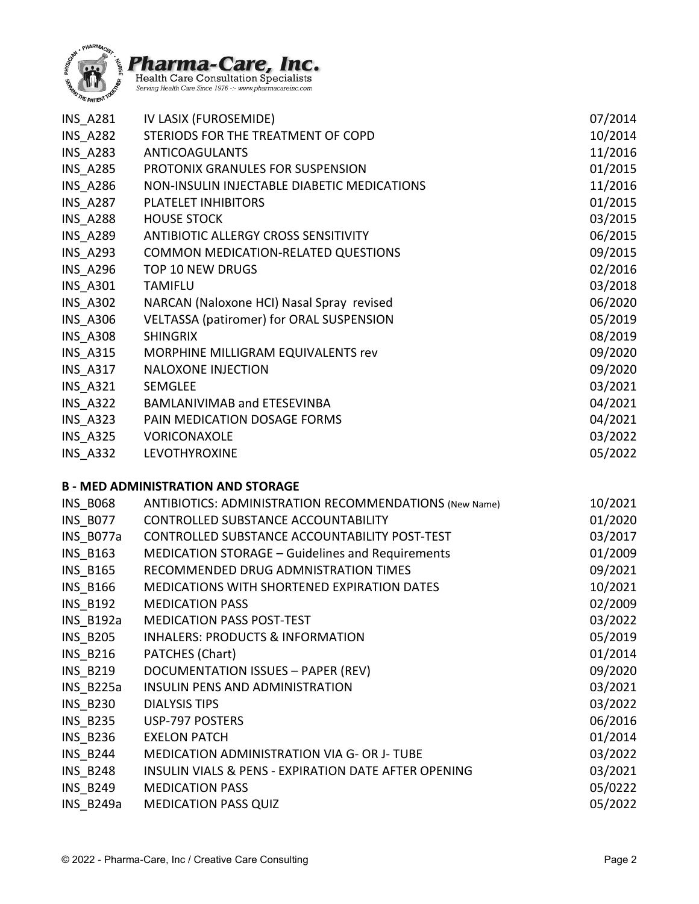| | | |
|---|---|---|
| INS_A281 | IV LASIX (FUROSEMIDE) | 07/2014 |
| INS_A282 | STERIODS FOR THE TREATMENT OF COPD | 10/2014 |
| INS_A283 | ANTICOAGULANTS | 11/2016 |
| INS_A285 | PROTONIX GRANULES FOR SUSPENSION | 01/2015 |
| INS_A286 | NON-INSULIN INJECTABLE DIABETIC MEDICATIONS | 11/2016 |
| INS_A287 | PLATELET INHIBITORS | 01/2015 |
| INS_A288 | HOUSE STOCK | 03/2015 |
| INS_A289 | ANTIBIOTIC ALLERGY CROSS SENSITIVITY | 06/2015 |
| INS_A293 | COMMON MEDICATION-RELATED QUESTIONS | 09/2015 |
| INS_A296 | TOP 10 NEW DRUGS | 02/2016 |
| INS_A301 | TAMIFLU | 03/2018 |
| INS_A302 | NARCAN (Naloxone HCl) Nasal Spray revised | 06/2020 |
| INS_A306 | VELTASSA (patiromer) for ORAL SUSPENSION | 05/2019 |
| INS_A308 | SHINGRIX | 08/2019 |
| INS_A315 | MORPHINE MILLIGRAM EQUIVALENTS rev | 09/2020 |
| INS_A317 | NALOXONE INJECTION | 09/2020 |
| INS_A321 | SEMGLEE | 03/2021 |
| INS_A322 | BAMLANIVIMAB and ETESEVINBA | 04/2021 |
| INS_A323 | PAIN MEDICATION DOSAGE FORMS | 04/2021 |
| INS_A325 | VORICONAXOLE | 03/2022 |
| INS_A332 | LEVOTHYROXINE | 05/2022 |

**B - MED ADMINISTRATION AND STORAGE**

| | | |
|---|---|---|
| INS_B068 | ANTIBIOTICS: ADMINISTRATION RECOMMENDATIONS (New Name) | 10/2021 |
| INS_B077 | CONTROLLED SUBSTANCE ACCOUNTABILITY | 01/2020 |
| INS_B077a | CONTROLLED SUBSTANCE ACCOUNTABILITY POST-TEST | 03/2017 |
| INS_B163 | MEDICATION STORAGE – Guidelines and Requirements | 01/2009 |
| INS_B165 | RECOMMENDED DRUG ADMNISTRATION TIMES | 09/2021 |
| INS_B166 | MEDICATIONS WITH SHORTENED EXPIRATION DATES | 10/2021 |
| INS_B192 | MEDICATION PASS | 02/2009 |
| INS_B192a | MEDICATION PASS POST-TEST | 03/2022 |
| INS_B205 | INHALERS: PRODUCTS & INFORMATION | 05/2019 |
| INS_B216 | PATCHES (Chart) | 01/2014 |
| INS_B219 | DOCUMENTATION ISSUES – PAPER (REV) | 09/2020 |
| INS_B225a | INSULIN PENS AND ADMINISTRATION | 03/2021 |
| INS_B230 | DIALYSIS TIPS | 03/2022 |
| INS_B235 | USP-797 POSTERS | 06/2016 |
| INS_B236 | EXELON PATCH | 01/2014 |
| INS_B244 | MEDICATION ADMINISTRATION VIA G- OR J- TUBE | 03/2022 |
| INS_B248 | INSULIN VIALS & PENS - EXPIRATION DATE AFTER OPENING | 03/2021 |
| INS_B249 | MEDICATION PASS | 05/0222 |
| INS_B249a | MEDICATION PASS QUIZ | 05/2022 |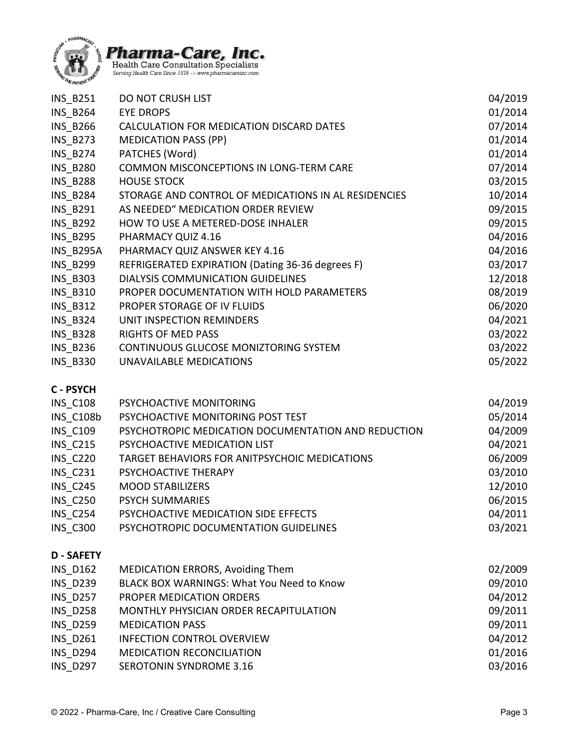| | | |
|---|---|---|
| INS_B251 | DO NOT CRUSH LIST | 04/2019 |
| INS_B264 | EYE DROPS | 01/2014 |
| INS_B266 | CALCULATION FOR MEDICATION DISCARD DATES | 07/2014 |
| INS_B273 | MEDICATION PASS (PP) | 01/2014 |
| INS_B274 | PATCHES (Word) | 01/2014 |
| INS_B280 | COMMON MISCONCEPTIONS IN LONG-TERM CARE | 07/2014 |
| INS_B288 | HOUSE STOCK | 03/2015 |
| INS_B284 | STORAGE AND CONTROL OF MEDICATIONS IN AL RESIDENCIES | 10/2014 |
| INS_B291 | AS NEEDED" MEDICATION ORDER REVIEW | 09/2015 |
| INS_B292 | HOW TO USE A METERED-DOSE INHALER | 09/2015 |
| INS_B295 | PHARMACY QUIZ 4.16 | 04/2016 |
| INS_B295A | PHARMACY QUIZ ANSWER KEY 4.16 | 04/2016 |
| INS_B299 | REFRIGERATED EXPIRATION (Dating 36-36 degrees F) | 03/2017 |
| INS_B303 | DIALYSIS COMMUNICATION GUIDELINES | 12/2018 |
| INS_B310 | PROPER DOCUMENTATION WITH HOLD PARAMETERS | 08/2019 |
| INS_B312 | PROPER STORAGE OF IV FLUIDS | 06/2020 |
| INS_B324 | UNIT INSPECTION REMINDERS | 04/2021 |
| INS_B328 | RIGHTS OF MED PASS | 03/2022 |
| INS_B236 | CONTINUOUS GLUCOSE MONIZTORING SYSTEM | 03/2022 |
| INS_B330 | UNAVAILABLE MEDICATIONS | 05/2022 |

**C - PSYCH**

| | | |
|---|---|---|
| INS_C108 | PSYCHOACTIVE MONITORING | 04/2019 |
| INS_C108b | PSYCHOACTIVE MONITORING POST TEST | 05/2014 |
| INS_C109 | PSYCHOTROPIC MEDICATION DOCUMENTATION AND REDUCTION | 04/2009 |
| INS_C215 | PSYCHOACTIVE MEDICATION LIST | 04/2021 |
| INS_C220 | TARGET BEHAVIORS FOR ANITPSYCHOIC MEDICATIONS | 06/2009 |
| INS_C231 | PSYCHOACTIVE THERAPY | 03/2010 |
| INS_C245 | MOOD STABILIZERS | 12/2010 |
| INS_C250 | PSYCH SUMMARIES | 06/2015 |
| INS_C254 | PSYCHOACTIVE MEDICATION SIDE EFFECTS | 04/2011 |
| INS_C300 | PSYCHOTROPIC DOCUMENTATION GUIDELINES | 03/2021 |

**D - SAFETY**

| | | |
|---|---|---|
| INS_D162 | MEDICATION ERRORS, Avoiding Them | 02/2009 |
| INS_D239 | BLACK BOX WARNINGS: What You Need to Know | 09/2010 |
| INS_D257 | PROPER MEDICATION ORDERS | 04/2012 |
| INS_D258 | MONTHLY PHYSICIAN ORDER RECAPITULATION | 09/2011 |
| INS_D259 | MEDICATION PASS | 09/2011 |
| INS_D261 | INFECTION CONTROL OVERVIEW | 04/2012 |
| INS_D294 | MEDICATION RECONCILIATION | 01/2016 |
| INS_D297 | SEROTONIN SYNDROME 3.16 | 03/2016 |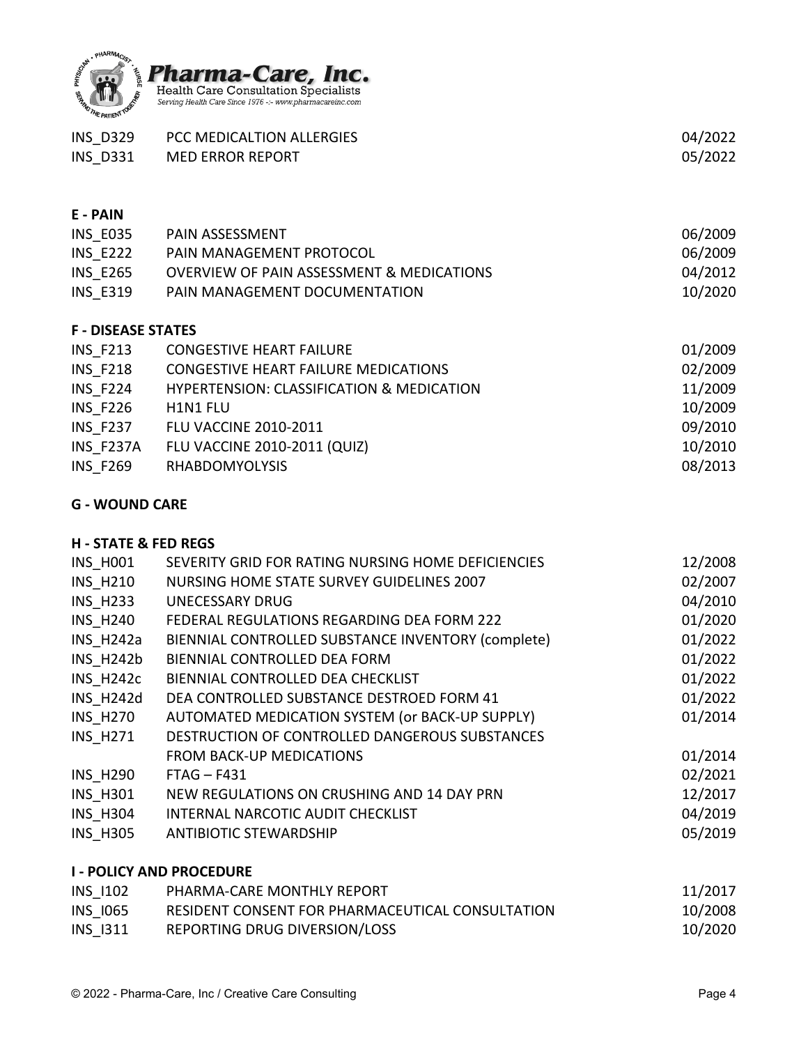| | | |
|---|---|---|
| INS_D329 | PCC MEDICALTION ALLERGIES | 04/2022 |
| INS_D331 | MED ERROR REPORT | 05/2022 |

**E - PAIN**

| | | |
|---|---|---|
| INS_E035 | PAIN ASSESSMENT | 06/2009 |
| INS_E222 | PAIN MANAGEMENT PROTOCOL | 06/2009 |
| INS_E265 | OVERVIEW OF PAIN ASSESSMENT & MEDICATIONS | 04/2012 |
| INS_E319 | PAIN MANAGEMENT DOCUMENTATION | 10/2020 |

**F - DISEASE STATES**

| | | |
|---|---|---|
| INS_F213 | CONGESTIVE HEART FAILURE | 01/2009 |
| INS_F218 | CONGESTIVE HEART FAILURE MEDICATIONS | 02/2009 |
| INS_F224 | HYPERTENSION: CLASSIFICATION & MEDICATION | 11/2009 |
| INS_F226 | H1N1 FLU | 10/2009 |
| INS_F237 | FLU VACCINE 2010-2011 | 09/2010 |
| INS_F237A | FLU VACCINE 2010-2011 (QUIZ) | 10/2010 |
| INS_F269 | RHABDOMYOLYSIS | 08/2013 |

**G - WOUND CARE**

**H - STATE & FED REGS**

| | | |
|---|---|---|
| INS_H001 | SEVERITY GRID FOR RATING NURSING HOME DEFICIENCIES | 12/2008 |
| INS_H210 | NURSING HOME STATE SURVEY GUIDELINES 2007 | 02/2007 |
| INS_H233 | UNECESSARY DRUG | 04/2010 |
| INS_H240 | FEDERAL REGULATIONS REGARDING DEA FORM 222 | 01/2020 |
| INS_H242a | BIENNIAL CONTROLLED SUBSTANCE INVENTORY (complete) | 01/2022 |
| INS_H242b | BIENNIAL CONTROLLED DEA FORM | 01/2022 |
| INS_H242c | BIENNIAL CONTROLLED DEA CHECKLIST | 01/2022 |
| INS_H242d | DEA CONTROLLED SUBSTANCE DESTROED FORM 41 | 01/2022 |
| INS_H270 | AUTOMATED MEDICATION SYSTEM (or BACK-UP SUPPLY) | 01/2014 |
| INS_H271 | DESTRUCTION OF CONTROLLED DANGEROUS SUBSTANCES FROM BACK-UP MEDICATIONS | 01/2014 |
| INS_H290 | FTAG – F431 | 02/2021 |
| INS_H301 | NEW REGULATIONS ON CRUSHING AND 14 DAY PRN | 12/2017 |
| INS_H304 | INTERNAL NARCOTIC AUDIT CHECKLIST | 04/2019 |
| INS_H305 | ANTIBIOTIC STEWARDSHIP | 05/2019 |

**I - POLICY AND PROCEDURE**

| | | |
|---|---|---|
| INS_I102 | PHARMA-CARE MONTHLY REPORT | 11/2017 |
| INS_I065 | RESIDENT CONSENT FOR PHARMACEUTICAL CONSULTATION | 10/2008 |
| INS_I311 | REPORTING DRUG DIVERSION/LOSS | 10/2020 |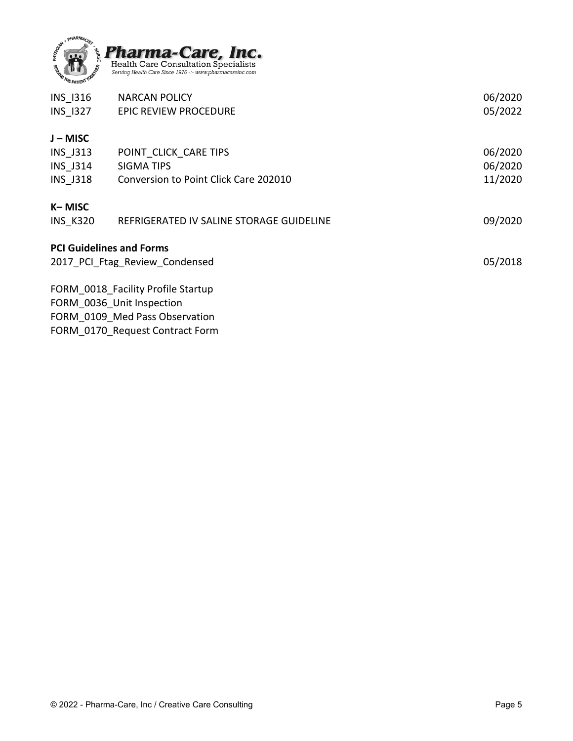| | | |
|---|---|---|
| INS_I316 | NARCAN POLICY | 06/2020 |
| INS_I327 | EPIC REVIEW PROCEDURE | 05/2022 |

**J – MISC**

| | | |
|---|---|---|
| INS_J313 | POINT_CLICK_CARE TIPS | 06/2020 |
| INS_J314 | SIGMA TIPS | 06/2020 |
| INS_J318 | Conversion to Point Click Care 202010 | 11/2020 |

**K– MISC**

| | | |
|---|---|---|
| INS_K320 | REFRIGERATED IV SALINE STORAGE GUIDELINE | 09/2020 |

**PCI Guidelines and Forms**

| | |
|---|---|
| 2017_PCI_Ftag_Review_Condensed | 05/2018 |

FORM_0018_Facility Profile Startup
FORM_0036_Unit Inspection
FORM_0109_Med Pass Observation
FORM_0170_Request Contract Form